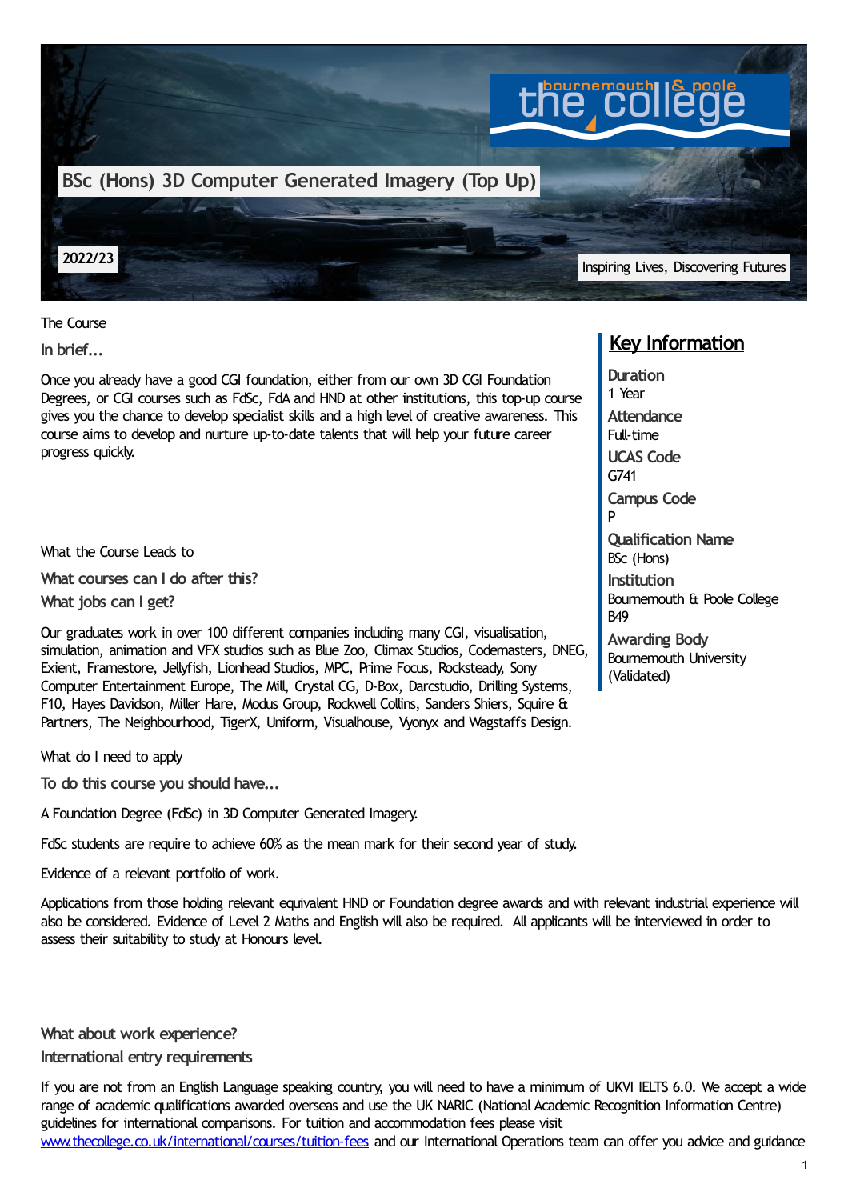# BSc (Hons) 3D Computer Generated Imagery (Top Up)

**2022/23**

Inspiring Lives, Discovering Futures

## Key Information

**Duration**
1 Year

**Attendance**
Full-time

**UCAS Code**
G741

**Campus Code**
P

**Qualification Name**
BSc (Hons)

**Institution**
Bournemouth & Poole College
B49

**Awarding Body**
Bournemouth University (Validated)

## The Course

### In brief...

Once you already have a good CGI foundation, either from our own 3D CGI Foundation Degrees, or CGI courses such as FdSc, FdA and HND at other institutions, this top-up course gives you the chance to develop specialist skills and a high level of creative awareness. This course aims to develop and nurture up-to-date talents that will help your future career progress quickly.

## What the Course Leads to

### What courses can I do after this?

### What jobs can I get?

Our graduates work in over 100 different companies including many CGI, visualisation, simulation, animation and VFX studios such as Blue Zoo, Climax Studios, Codemasters, DNEG, Exient, Framestore, Jellyfish, Lionhead Studios, MPC, Prime Focus, Rocksteady, Sony Computer Entertainment Europe, The Mill, Crystal CG, D-Box, Darcstudio, Drilling Systems, F10, Hayes Davidson, Miller Hare, Modus Group, Rockwell Collins, Sanders Shiers, Squire & Partners, The Neighbourhood, TigerX, Uniform, Visualhouse, Vyonyx and Wagstaffs Design.

## What do I need to apply

### To do this course you should have...

A Foundation Degree (FdSc) in 3D Computer Generated Imagery.

FdSc students are require to achieve 60% as the mean mark for their second year of study.

Evidence of a relevant portfolio of work.

Applications from those holding relevant equivalent HND or Foundation degree awards and with relevant industrial experience will also be considered. Evidence of Level 2 Maths and English will also be required. All applicants will be interviewed in order to assess their suitability to study at Honours level.

### What about work experience?

### International entry requirements

If you are not from an English Language speaking country, you will need to have a minimum of UKVI IELTS 6.0. We accept a wide range of academic qualifications awarded overseas and use the UK NARIC (National Academic Recognition Information Centre) guidelines for international comparisons. For tuition and accommodation fees please visit www.thecollege.co.uk/international/courses/tuition-fees and our International Operations team can offer you advice and guidance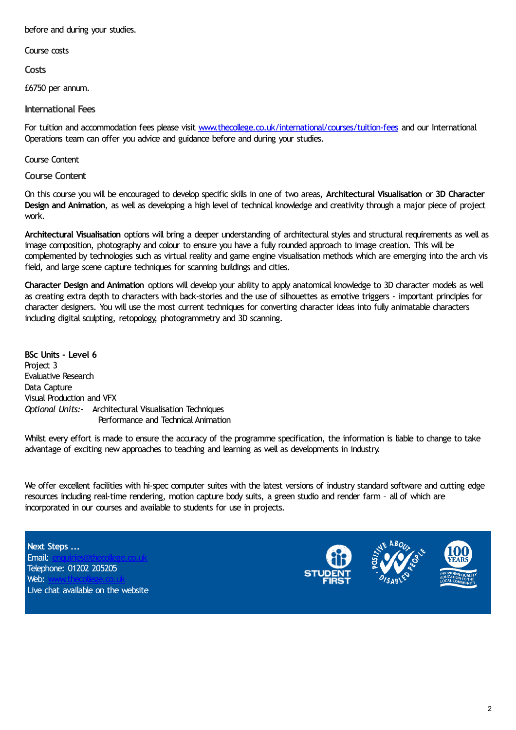before and during your studies.

Course costs

## Costs

£6750 per annum.

## International Fees

For tuition and accommodation fees please visit www.thecollege.co.uk/international/courses/tuition-fees and our International Operations team can offer you advice and guidance before and during your studies.

Course Content

## Course Content

On this course you will be encouraged to develop specific skills in one of two areas, **Architectural Visualisation** or **3D Character Design and Animation**, as well as developing a high level of technical knowledge and creativity through a major piece of project work.

**Architectural Visualisation** options will bring a deeper understanding of architectural styles and structural requirements as well as image composition, photography and colour to ensure you have a fully rounded approach to image creation. This will be complemented by technologies such as virtual reality and game engine visualisation methods which are emerging into the arch vis field, and large scene capture techniques for scanning buildings and cities.

**Character Design and Animation** options will develop your ability to apply anatomical knowledge to 3D character models as well as creating extra depth to characters with back-stories and the use of silhouettes as emotive triggers - important principles for character designers. You will use the most current techniques for converting character ideas into fully animatable characters including digital sculpting, retopology, photogrammetry and 3D scanning.

**BSc Units - Level 6**
Project 3
Evaluative Research
Data Capture
Visual Production and VFX
*Optional Units:-* Architectural Visualisation Techniques
Performance and Technical Animation

Whilst every effort is made to ensure the accuracy of the programme specification, the information is liable to change to take advantage of exciting new approaches to teaching and learning as well as developments in industry.

We offer excellent facilities with hi-spec computer suites with the latest versions of industry standard software and cutting edge resources including real-time rendering, motion capture body suits, a green studio and render farm – all of which are incorporated in our courses and available to students for use in projects.

**Next Steps ...**
Email: enquiries@thecollege.co.uk
Telephone: 01202 205205
Web: www.thecollege.co.uk
Live chat available on the website